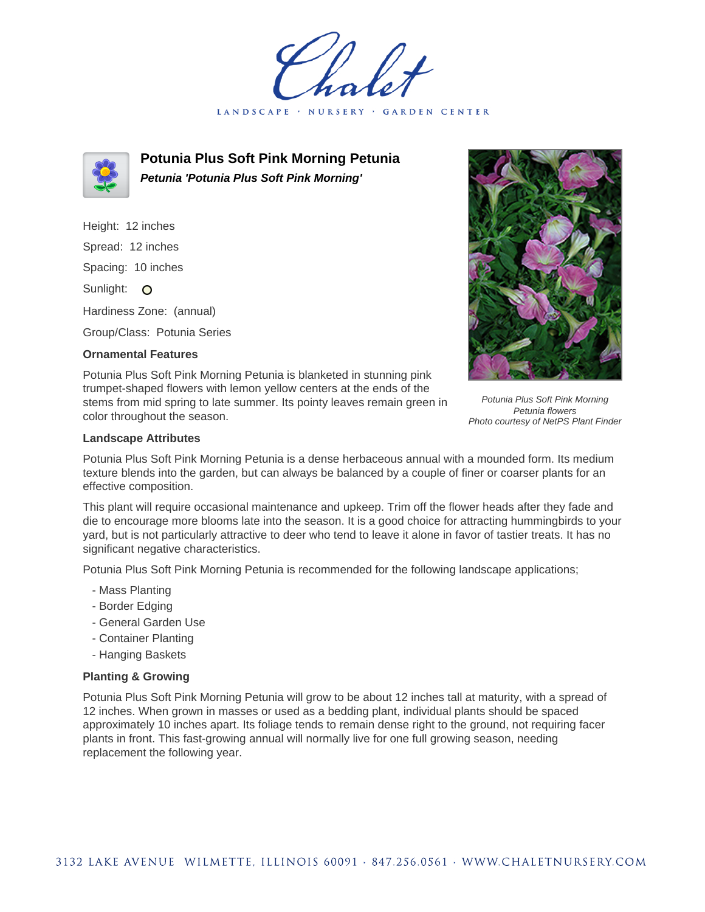# Potunia Plus Soft Pink Morning Petunia

***Petunia 'Potunia Plus Soft Pink Morning'***

Height: 12 inches

Spread: 12 inches

Spacing: 10 inches

Sunlight: O

Hardiness Zone: (annual)

Group/Class: Potunia Series

### Ornamental Features

Potunia Plus Soft Pink Morning Petunia is blanketed in stunning pink trumpet-shaped flowers with lemon yellow centers at the ends of the stems from mid spring to late summer. Its pointy leaves remain green in color throughout the season.

*Potunia Plus Soft Pink Morning Petunia flowers*
*Photo courtesy of NetPS Plant Finder*

### Landscape Attributes

Potunia Plus Soft Pink Morning Petunia is a dense herbaceous annual with a mounded form. Its medium texture blends into the garden, but can always be balanced by a couple of finer or coarser plants for an effective composition.

This plant will require occasional maintenance and upkeep. Trim off the flower heads after they fade and die to encourage more blooms late into the season. It is a good choice for attracting hummingbirds to your yard, but is not particularly attractive to deer who tend to leave it alone in favor of tastier treats. It has no significant negative characteristics.

Potunia Plus Soft Pink Morning Petunia is recommended for the following landscape applications;

- Mass Planting
- Border Edging
- General Garden Use
- Container Planting
- Hanging Baskets

### Planting & Growing

Potunia Plus Soft Pink Morning Petunia will grow to be about 12 inches tall at maturity, with a spread of 12 inches. When grown in masses or used as a bedding plant, individual plants should be spaced approximately 10 inches apart. Its foliage tends to remain dense right to the ground, not requiring facer plants in front. This fast-growing annual will normally live for one full growing season, needing replacement the following year.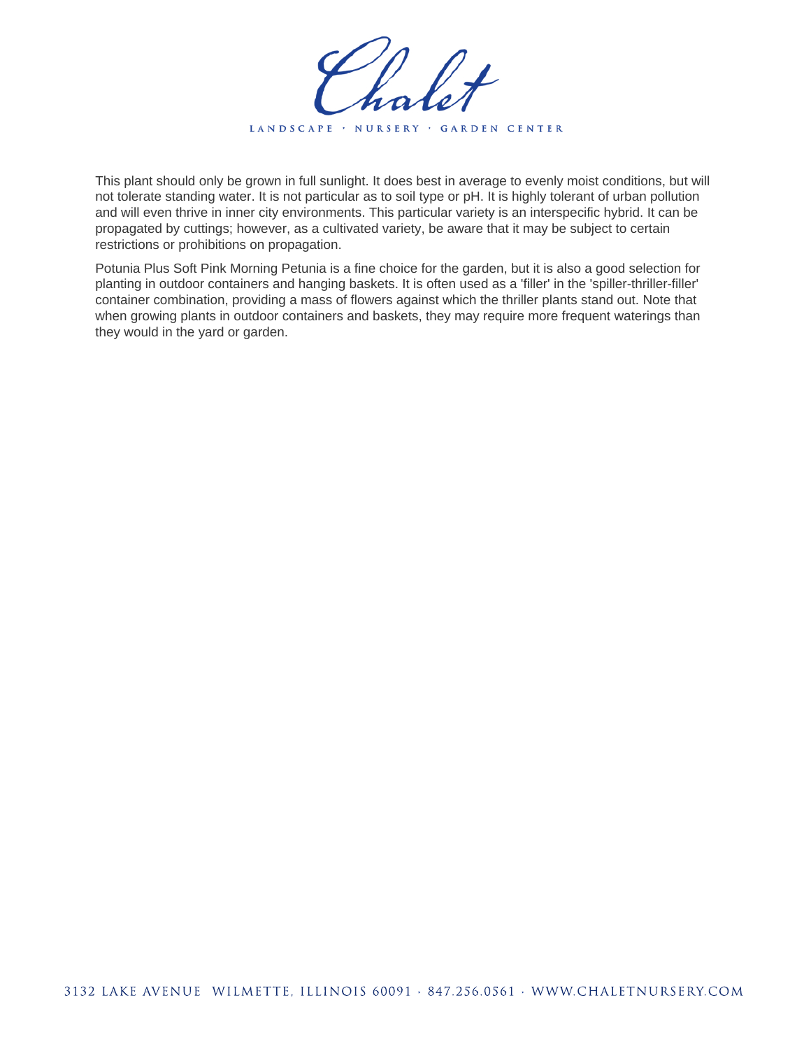This plant should only be grown in full sunlight. It does best in average to evenly moist conditions, but will not tolerate standing water. It is not particular as to soil type or pH. It is highly tolerant of urban pollution and will even thrive in inner city environments. This particular variety is an interspecific hybrid. It can be propagated by cuttings; however, as a cultivated variety, be aware that it may be subject to certain restrictions or prohibitions on propagation.

Potunia Plus Soft Pink Morning Petunia is a fine choice for the garden, but it is also a good selection for planting in outdoor containers and hanging baskets. It is often used as a 'filler' in the 'spiller-thriller-filler' container combination, providing a mass of flowers against which the thriller plants stand out. Note that when growing plants in outdoor containers and baskets, they may require more frequent waterings than they would in the yard or garden.